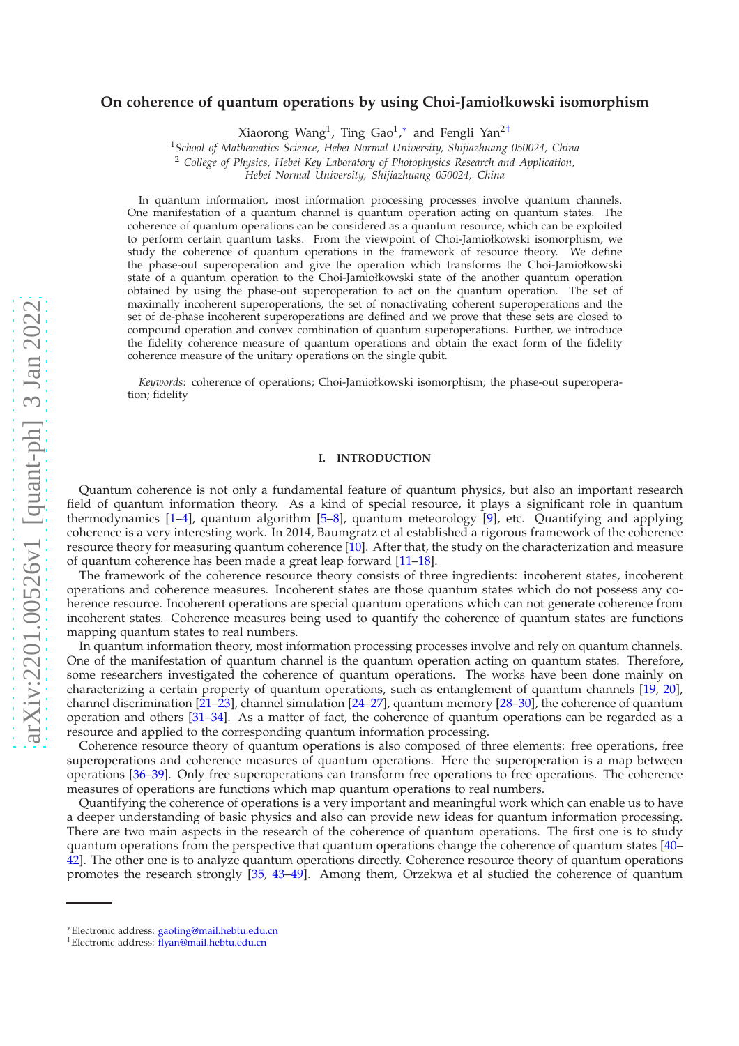# On coherence of quantum operations by using Choi-Jamiołkowski isomorphism

Xiaorong Wang[1], Ting Gao[1],[*] and Fengli Yan[2†]

[1] *School of Mathematics Science, Hebei Normal University, Shijiazhuang 050024, China*
[2] *College of Physics, Hebei Key Laboratory of Photophysics Research and Application, Hebei Normal University, Shijiazhuang 050024, China*

In quantum information, most information processing processes involve quantum channels. One manifestation of a quantum channel is quantum operation acting on quantum states. The coherence of quantum operations can be considered as a quantum resource, which can be exploited to perform certain quantum tasks. From the viewpoint of Choi-Jamiołkowski isomorphism, we study the coherence of quantum operations in the framework of resource theory. We define the phase-out superoperation and give the operation which transforms the Choi-Jamiołkowski state of a quantum operation to the Choi-Jamiołkowski state of the another quantum operation obtained by using the phase-out superoperation to act on the quantum operation. The set of maximally incoherent superoperations, the set of nonactivating coherent superoperations and the set of de-phase incoherent superoperations are defined and we prove that these sets are closed to compound operation and convex combination of quantum superoperations. Further, we introduce the fidelity coherence measure of quantum operations and obtain the exact form of the fidelity coherence measure of the unitary operations on the single qubit.

*Keywords*: coherence of operations; Choi-Jamiołkowski isomorphism; the phase-out superoperation; fidelity

## I. INTRODUCTION

Quantum coherence is not only a fundamental feature of quantum physics, but also an important research field of quantum information theory. As a kind of special resource, it plays a significant role in quantum thermodynamics [1–4], quantum algorithm [5–8], quantum meteorology [9], etc. Quantifying and applying coherence is a very interesting work. In 2014, Baumgratz et al established a rigorous framework of the coherence resource theory for measuring quantum coherence [10]. After that, the study on the characterization and measure of quantum coherence has been made a great leap forward [11–18].

The framework of the coherence resource theory consists of three ingredients: incoherent states, incoherent operations and coherence measures. Incoherent states are those quantum states which do not possess any coherence resource. Incoherent operations are special quantum operations which can not generate coherence from incoherent states. Coherence measures being used to quantify the coherence of quantum states are functions mapping quantum states to real numbers.

In quantum information theory, most information processing processes involve and rely on quantum channels. One of the manifestation of quantum channel is the quantum operation acting on quantum states. Therefore, some researchers investigated the coherence of quantum operations. The works have been done mainly on characterizing a certain property of quantum operations, such as entanglement of quantum channels [19, 20], channel discrimination [21–23], channel simulation [24–27], quantum memory [28–30], the coherence of quantum operation and others [31–34]. As a matter of fact, the coherence of quantum operations can be regarded as a resource and applied to the corresponding quantum information processing.

Coherence resource theory of quantum operations is also composed of three elements: free operations, free superoperations and coherence measures of quantum operations. Here the superoperation is a map between operations [36–39]. Only free superoperations can transform free operations to free operations. The coherence measures of operations are functions which map quantum operations to real numbers.

Quantifying the coherence of operations is a very important and meaningful work which can enable us to have a deeper understanding of basic physics and also can provide new ideas for quantum information processing. There are two main aspects in the research of the coherence of quantum operations. The first one is to study quantum operations from the perspective that quantum operations change the coherence of quantum states [40–42]. The other one is to analyze quantum operations directly. Coherence resource theory of quantum operations promotes the research strongly [35, 43–49]. Among them, Orzekwa et al studied the coherence of quantum

---

*Electronic address: gaoting@mail.hebtu.edu.cn
†Electronic address: flyan@mail.hebtu.edu.cn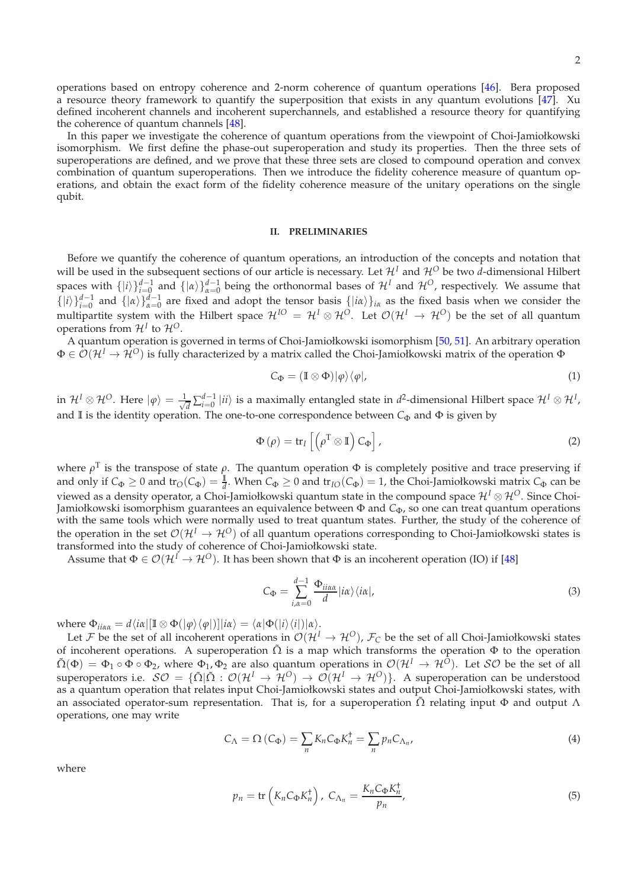operations based on entropy coherence and 2-norm coherence of quantum operations [46]. Bera proposed a resource theory framework to quantify the superposition that exists in any quantum evolutions [47]. Xu defined incoherent channels and incoherent superchannels, and established a resource theory for quantifying the coherence of quantum channels [48].

In this paper we investigate the coherence of quantum operations from the viewpoint of Choi-Jamiołkowski isomorphism. We first define the phase-out superoperation and study its properties. Then the three sets of superoperations are defined, and we prove that these three sets are closed to compound operation and convex combination of quantum superoperations. Then we introduce the fidelity coherence measure of quantum operations, and obtain the exact form of the fidelity coherence measure of the unitary operations on the single qubit.

## II. PRELIMINARIES

Before we quantify the coherence of quantum operations, an introduction of the concepts and notation that will be used in the subsequent sections of our article is necessary. Let $\mathcal{H}^I$ and $\mathcal{H}^O$ be two $d$-dimensional Hilbert spaces with $\{|i\rangle\}_{i=0}^{d-1}$ and $\{|\alpha\rangle\}_{\alpha=0}^{d-1}$ being the orthonormal bases of $\mathcal{H}^I$ and $\mathcal{H}^O$, respectively. We assume that $\{|i\rangle\}_{i=0}^{d-1}$ and $\{|\alpha\rangle\}_{\alpha=0}^{d-1}$ are fixed and adopt the tensor basis $\{|i\alpha\rangle\}_{i\alpha}$ as the fixed basis when we consider the multipartite system with the Hilbert space $\mathcal{H}^{IO} = \mathcal{H}^I \otimes \mathcal{H}^O$. Let $\mathcal{O}(\mathcal{H}^I \to \mathcal{H}^O)$ be the set of all quantum operations from $\mathcal{H}^I$ to $\mathcal{H}^O$.

A quantum operation is governed in terms of Choi-Jamiołkowski isomorphism [50, 51]. An arbitrary operation $\Phi \in \mathcal{O}(\mathcal{H}^I \to \mathcal{H}^O)$ is fully characterized by a matrix called the Choi-Jamiołkowski matrix of the operation $\Phi$

$$C_\Phi = (\mathbb{I} \otimes \Phi)|\varphi\rangle\langle\varphi|, \tag{1}$$

in $\mathcal{H}^I \otimes \mathcal{H}^O$. Here $|\varphi\rangle = \frac{1}{\sqrt{d}}\sum_{i=0}^{d-1}|ii\rangle$ is a maximally entangled state in $d^2$-dimensional Hilbert space $\mathcal{H}^I \otimes \mathcal{H}^I$, and $\mathbb{I}$ is the identity operation. The one-to-one correspondence between $C_\Phi$ and $\Phi$ is given by

$$\Phi(\rho) = \mathrm{tr}_I\left[\left(\rho^{\mathrm{T}} \otimes \mathbb{I}\right) C_\Phi\right], \tag{2}$$

where $\rho^{\mathrm{T}}$ is the transpose of state $\rho$. The quantum operation $\Phi$ is completely positive and trace preserving if and only if $C_\Phi \geq 0$ and $\mathrm{tr}_O(C_\Phi) = \frac{\mathbb{I}}{d}$. When $C_\Phi \geq 0$ and $\mathrm{tr}_{IO}(C_\Phi) = 1$, the Choi-Jamiołkowski matrix $C_\Phi$ can be viewed as a density operator, a Choi-Jamiołkowski quantum state in the compound space $\mathcal{H}^I \otimes \mathcal{H}^O$. Since Choi-Jamiołkowski isomorphism guarantees an equivalence between $\Phi$ and $C_\Phi$, so one can treat quantum operations with the same tools which were normally used to treat quantum states. Further, the study of the coherence of the operation in the set $\mathcal{O}(\mathcal{H}^I \to \mathcal{H}^O)$ of all quantum operations corresponding to Choi-Jamiołkowski states is transformed into the study of coherence of Choi-Jamiołkowski state.

Assume that $\Phi \in \mathcal{O}(\mathcal{H}^I \to \mathcal{H}^O)$. It has been shown that $\Phi$ is an incoherent operation (IO) if [48]

$$C_\Phi = \sum_{i,\alpha=0}^{d-1} \frac{\Phi_{ii\alpha\alpha}}{d}|i\alpha\rangle\langle i\alpha|, \tag{3}$$

where $\Phi_{ii\alpha\alpha} = d\langle i\alpha|[\mathbb{I} \otimes \Phi(|\varphi\rangle\langle\varphi|)]|i\alpha\rangle = \langle\alpha|\Phi(|i\rangle\langle i|)|\alpha\rangle$.

Let $\mathcal{F}$ be the set of all incoherent operations in $\mathcal{O}(\mathcal{H}^I \to \mathcal{H}^O)$, $\mathcal{F}_C$ be the set of all Choi-Jamiołkowski states of incoherent operations. A superoperation $\tilde{\Omega}$ is a map which transforms the operation $\Phi$ to the operation $\tilde{\Omega}(\Phi) = \Phi_1 \circ \Phi \circ \Phi_2$, where $\Phi_1, \Phi_2$ are also quantum operations in $\mathcal{O}(\mathcal{H}^I \to \mathcal{H}^O)$. Let $\mathcal{SO}$ be the set of all superoperators i.e. $\mathcal{SO} = \{\tilde{\Omega}|\tilde{\Omega} : \mathcal{O}(\mathcal{H}^I \to \mathcal{H}^O) \to \mathcal{O}(\mathcal{H}^I \to \mathcal{H}^O)\}$. A superoperation can be understood as a quantum operation that relates input Choi-Jamiołkowski states and output Choi-Jamiołkowski states, with an associated operator-sum representation. That is, for a superoperation $\tilde{\Omega}$ relating input $\Phi$ and output $\Lambda$ operations, one may write

$$C_\Lambda = \Omega(C_\Phi) = \sum_n K_n C_\Phi K_n^\dagger = \sum_n p_n C_{\Lambda_n}, \tag{4}$$

where

$$p_n = \mathrm{tr}\left(K_n C_\Phi K_n^\dagger\right),\ C_{\Lambda_n} = \frac{K_n C_\Phi K_n^\dagger}{p_n}, \tag{5}$$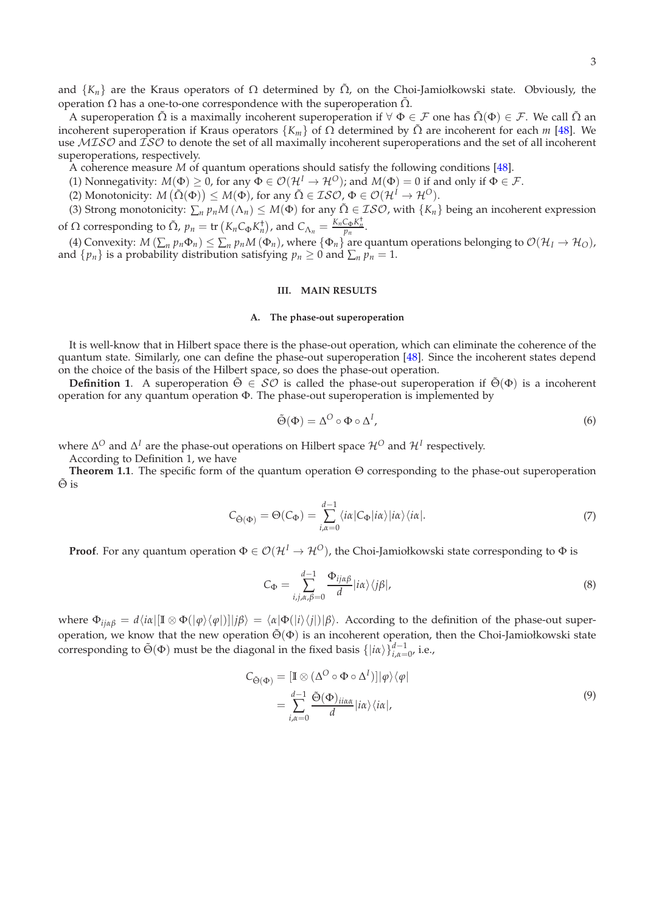and $\{K_n\}$ are the Kraus operators of $\Omega$ determined by $\tilde{\Omega}$, on the Choi-Jamiołkowski state. Obviously, the operation $\Omega$ has a one-to-one correspondence with the superoperation $\tilde{\Omega}$.

A superoperation $\tilde{\Omega}$ is a maximally incoherent superoperation if $\forall\ \Phi \in \mathcal{F}$ one has $\tilde{\Omega}(\Phi) \in \mathcal{F}$. We call $\tilde{\Omega}$ an incoherent superoperation if Kraus operators $\{K_m\}$ of $\Omega$ determined by $\tilde{\Omega}$ are incoherent for each $m$ [48]. We use $\mathcal{MISO}$ and $\mathcal{ISO}$ to denote the set of all maximally incoherent superoperations and the set of all incoherent superoperations, respectively.

A coherence measure $M$ of quantum operations should satisfy the following conditions [48].

(1) Nonnegativity: $M(\Phi) \geq 0$, for any $\Phi \in \mathcal{O}(\mathcal{H}^I \to \mathcal{H}^O)$; and $M(\Phi) = 0$ if and only if $\Phi \in \mathcal{F}$.

(2) Monotonicity: $M\left(\tilde{\Omega}(\Phi)\right) \leq M(\Phi)$, for any $\tilde{\Omega} \in \mathcal{ISO}$, $\Phi \in \mathcal{O}(\mathcal{H}^I \to \mathcal{H}^O)$.

(3) Strong monotonicity: $\sum_n p_n M\left(\Lambda_n\right) \leq M(\Phi)$ for any $\tilde{\Omega} \in \mathcal{ISO}$, with $\{K_n\}$ being an incoherent expression of $\Omega$ corresponding to $\tilde{\Omega}$, $p_n = \operatorname{tr}\left(K_n C_\Phi K_n^\dagger\right)$, and $C_{\Lambda_n} = \frac{K_n C_\Phi K_n^\dagger}{p_n}$.

(4) Convexity: $M\left(\sum_n p_n \Phi_n\right) \leq \sum_n p_n M\left(\Phi_n\right)$, where $\{\Phi_n\}$ are quantum operations belonging to $\mathcal{O}(\mathcal{H}_I \to \mathcal{H}_O)$, and $\{p_n\}$ is a probability distribution satisfying $p_n \geq 0$ and $\sum_n p_n = 1$.

## III. MAIN RESULTS

### A. The phase-out superoperation

It is well-know that in Hilbert space there is the phase-out operation, which can eliminate the coherence of the quantum state. Similarly, one can define the phase-out superoperation [48]. Since the incoherent states depend on the choice of the basis of the Hilbert space, so does the phase-out operation.

**Definition 1**. A superoperation $\tilde{\Theta} \in \mathcal{SO}$ is called the phase-out superoperation if $\tilde{\Theta}(\Phi)$ is a incoherent operation for any quantum operation $\Phi$. The phase-out superoperation is implemented by

$$\tilde{\Theta}(\Phi) = \Delta^O \circ \Phi \circ \Delta^I, \tag{6}$$

where $\Delta^O$ and $\Delta^I$ are the phase-out operations on Hilbert space $\mathcal{H}^O$ and $\mathcal{H}^I$ respectively.

According to Definition 1, we have

**Theorem 1.1**. The specific form of the quantum operation $\Theta$ corresponding to the phase-out superoperation $\tilde{\Theta}$ is

$$C_{\tilde{\Theta}(\Phi)} = \Theta(C_\Phi) = \sum_{i,\alpha=0}^{d-1} \langle i\alpha|C_\Phi|i\alpha\rangle |i\alpha\rangle\langle i\alpha|. \tag{7}$$

**Proof**. For any quantum operation $\Phi \in \mathcal{O}(\mathcal{H}^I \to \mathcal{H}^O)$, the Choi-Jamiołkowski state corresponding to $\Phi$ is

$$C_\Phi = \sum_{i,j,\alpha,\beta=0}^{d-1} \frac{\Phi_{ij\alpha\beta}}{d} |i\alpha\rangle\langle j\beta|, \tag{8}$$

where $\Phi_{ij\alpha\beta} = d\langle i\alpha|[\mathbb{I} \otimes \Phi(|\varphi\rangle\langle\varphi|)]|j\beta\rangle = \langle\alpha|\Phi(|i\rangle\langle j|)|\beta\rangle$. According to the definition of the phase-out superoperation, we know that the new operation $\tilde{\Theta}(\Phi)$ is an incoherent operation, then the Choi-Jamiołkowski state corresponding to $\tilde{\Theta}(\Phi)$ must be the diagonal in the fixed basis $\{|i\alpha\rangle\}_{i,\alpha=0}^{d-1}$, i.e.,

$$\begin{aligned}
C_{\tilde{\Theta}(\Phi)} &= [\mathbb{I} \otimes (\Delta^O \circ \Phi \circ \Delta^I)]|\varphi\rangle\langle\varphi| \\
&= \sum_{i,\alpha=0}^{d-1} \frac{\tilde{\Theta}(\Phi)_{ii\alpha\alpha}}{d} |i\alpha\rangle\langle i\alpha|,
\end{aligned} \tag{9}$$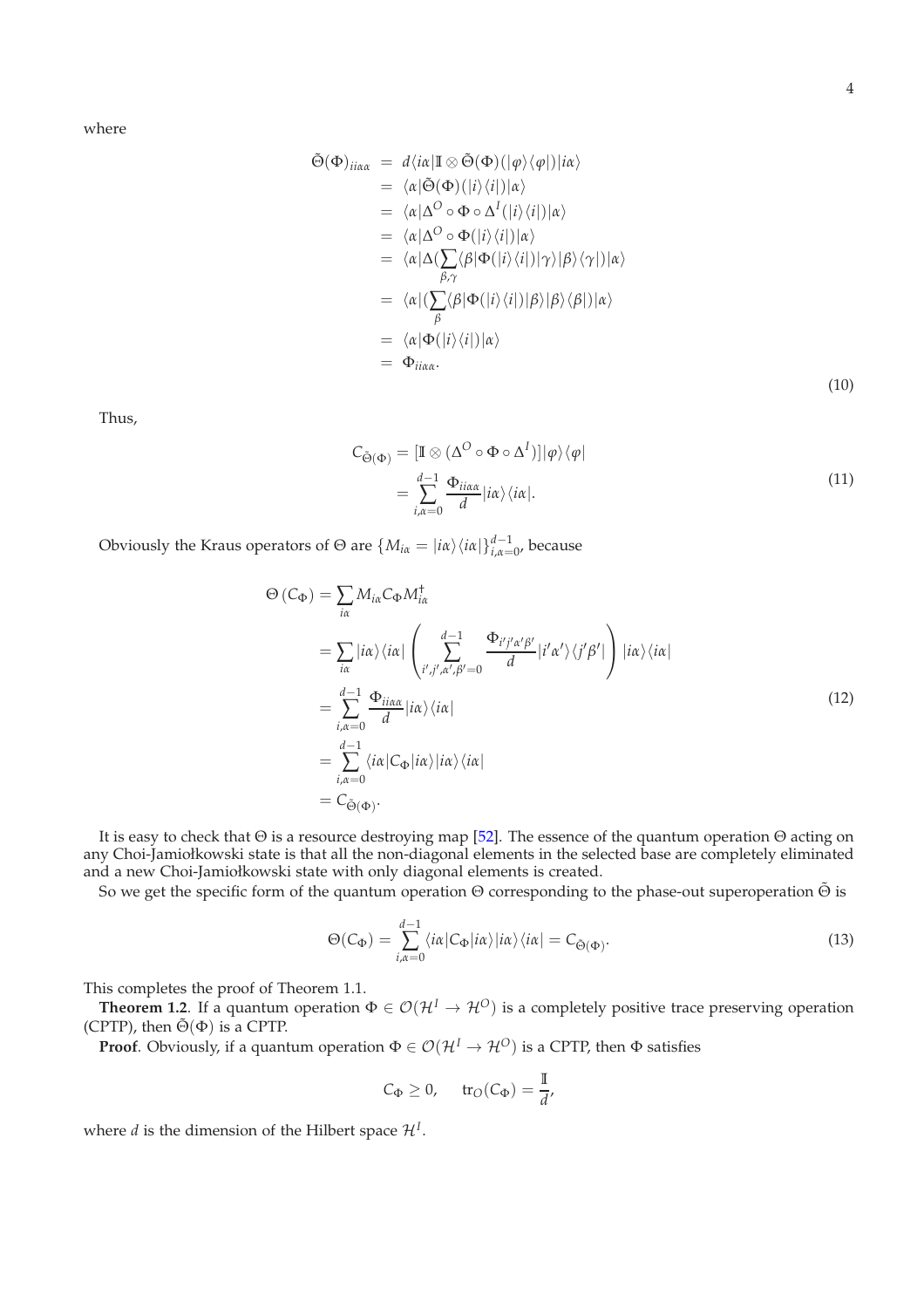where

$$
\begin{aligned}
\tilde{\Theta}(\Phi)_{ii\alpha\alpha} &= d\langle i\alpha|\mathbb{I}\otimes\tilde{\Theta}(\Phi)(|\varphi\rangle\langle\varphi|)|i\alpha\rangle \\
&= \langle\alpha|\tilde{\Theta}(\Phi)(|i\rangle\langle i|)|\alpha\rangle \\
&= \langle\alpha|\Delta^O\circ\Phi\circ\Delta^I(|i\rangle\langle i|)|\alpha\rangle \\
&= \langle\alpha|\Delta^O\circ\Phi(|i\rangle\langle i|)|\alpha\rangle \\
&= \langle\alpha|\Delta(\sum_{\beta,\gamma}\langle\beta|\Phi(|i\rangle\langle i|)|\gamma\rangle|\beta\rangle\langle\gamma|)|\alpha\rangle \\
&= \langle\alpha|(\sum_{\beta}\langle\beta|\Phi(|i\rangle\langle i|)|\beta\rangle|\beta\rangle\langle\beta|)|\alpha\rangle \\
&= \langle\alpha|\Phi(|i\rangle\langle i|)|\alpha\rangle \\
&= \Phi_{ii\alpha\alpha}.
\end{aligned}
\tag{10}
$$

Thus,

$$
\begin{aligned}
C_{\tilde{\Theta}(\Phi)} &= [\mathbb{I}\otimes(\Delta^O\circ\Phi\circ\Delta^I)]|\varphi\rangle\langle\varphi| \\
&= \sum_{i,\alpha=0}^{d-1}\frac{\Phi_{ii\alpha\alpha}}{d}|i\alpha\rangle\langle i\alpha|.
\end{aligned}
\tag{11}
$$

Obviously the Kraus operators of $\Theta$ are $\{M_{i\alpha}=|i\alpha\rangle\langle i\alpha|\}_{i,\alpha=0}^{d-1}$, because

$$
\begin{aligned}
\Theta\left(C_\Phi\right) &= \sum_{i\alpha} M_{i\alpha}C_\Phi M_{i\alpha}^\dagger \\
&= \sum_{i\alpha}|i\alpha\rangle\langle i\alpha|\left(\sum_{i',j',\alpha',\beta'=0}^{d-1}\frac{\Phi_{i'j'\alpha'\beta'}}{d}|i'\alpha'\rangle\langle j'\beta'|\right)|i\alpha\rangle\langle i\alpha| \\
&= \sum_{i,\alpha=0}^{d-1}\frac{\Phi_{ii\alpha\alpha}}{d}|i\alpha\rangle\langle i\alpha| \\
&= \sum_{i,\alpha=0}^{d-1}\langle i\alpha|C_\Phi|i\alpha\rangle|i\alpha\rangle\langle i\alpha| \\
&= C_{\tilde{\Theta}(\Phi)}.
\end{aligned}
\tag{12}
$$

It is easy to check that $\Theta$ is a resource destroying map [52]. The essence of the quantum operation $\Theta$ acting on any Choi-Jamiołkowski state is that all the non-diagonal elements in the selected base are completely eliminated and a new Choi-Jamiołkowski state with only diagonal elements is created.

So we get the specific form of the quantum operation $\Theta$ corresponding to the phase-out superoperation $\tilde{\Theta}$ is

$$
\Theta(C_\Phi) = \sum_{i,\alpha=0}^{d-1}\langle i\alpha|C_\Phi|i\alpha\rangle|i\alpha\rangle\langle i\alpha| = C_{\tilde{\Theta}(\Phi)}.
\tag{13}
$$

This completes the proof of Theorem 1.1.

**Theorem 1.2**. If a quantum operation $\Phi\in\mathcal{O}(\mathcal{H}^I\to\mathcal{H}^O)$ is a completely positive trace preserving operation (CPTP), then $\tilde{\Theta}(\Phi)$ is a CPTP.

**Proof**. Obviously, if a quantum operation $\Phi\in\mathcal{O}(\mathcal{H}^I\to\mathcal{H}^O)$ is a CPTP, then $\Phi$ satisfies

$$
C_\Phi \geq 0, \qquad \mathrm{tr}_O(C_\Phi) = \frac{\mathbb{I}}{d},
$$

where $d$ is the dimension of the Hilbert space $\mathcal{H}^I$.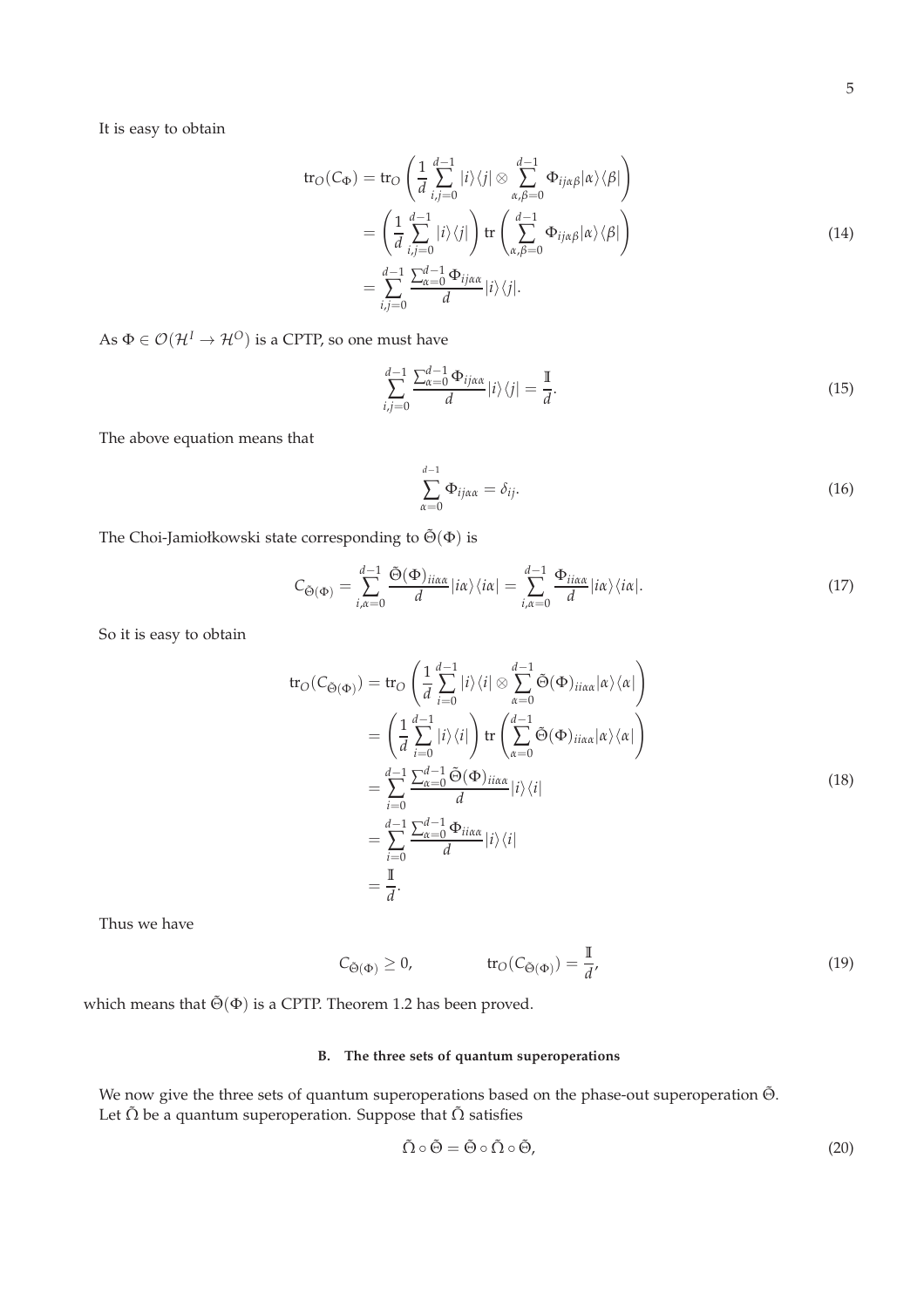It is easy to obtain

$$
\begin{aligned}
\mathrm{tr}_O(C_\Phi) &= \mathrm{tr}_O\left(\frac{1}{d}\sum_{i,j=0}^{d-1}|i\rangle\langle j| \otimes \sum_{\alpha,\beta=0}^{d-1}\Phi_{ij\alpha\beta}|\alpha\rangle\langle\beta|\right) \\
&= \left(\frac{1}{d}\sum_{i,j=0}^{d-1}|i\rangle\langle j|\right)\mathrm{tr}\left(\sum_{\alpha,\beta=0}^{d-1}\Phi_{ij\alpha\beta}|\alpha\rangle\langle\beta|\right) \\
&= \sum_{i,j=0}^{d-1}\frac{\sum_{\alpha=0}^{d-1}\Phi_{ij\alpha\alpha}}{d}|i\rangle\langle j|.
\end{aligned}
\tag{14}
$$

As $\Phi \in \mathcal{O}(\mathcal{H}^I \to \mathcal{H}^O)$ is a CPTP, so one must have

$$
\sum_{i,j=0}^{d-1}\frac{\sum_{\alpha=0}^{d-1}\Phi_{ij\alpha\alpha}}{d}|i\rangle\langle j| = \frac{\mathbb{I}}{d}. \tag{15}
$$

The above equation means that

$$
\sum_{\alpha=0}^{d-1}\Phi_{ij\alpha\alpha} = \delta_{ij}. \tag{16}
$$

The Choi-Jamiołkowski state corresponding to $\tilde{\Theta}(\Phi)$ is

$$
C_{\tilde{\Theta}(\Phi)} = \sum_{i,\alpha=0}^{d-1}\frac{\tilde{\Theta}(\Phi)_{ii\alpha\alpha}}{d}|i\alpha\rangle\langle i\alpha| = \sum_{i,\alpha=0}^{d-1}\frac{\Phi_{ii\alpha\alpha}}{d}|i\alpha\rangle\langle i\alpha|. \tag{17}
$$

So it is easy to obtain

$$
\begin{aligned}
\mathrm{tr}_O(C_{\tilde{\Theta}(\Phi)}) &= \mathrm{tr}_O\left(\frac{1}{d}\sum_{i=0}^{d-1}|i\rangle\langle i| \otimes \sum_{\alpha=0}^{d-1}\tilde{\Theta}(\Phi)_{ii\alpha\alpha}|\alpha\rangle\langle\alpha|\right) \\
&= \left(\frac{1}{d}\sum_{i=0}^{d-1}|i\rangle\langle i|\right)\mathrm{tr}\left(\sum_{\alpha=0}^{d-1}\tilde{\Theta}(\Phi)_{ii\alpha\alpha}|\alpha\rangle\langle\alpha|\right) \\
&= \sum_{i=0}^{d-1}\frac{\sum_{\alpha=0}^{d-1}\tilde{\Theta}(\Phi)_{ii\alpha\alpha}}{d}|i\rangle\langle i| \\
&= \sum_{i=0}^{d-1}\frac{\sum_{\alpha=0}^{d-1}\Phi_{ii\alpha\alpha}}{d}|i\rangle\langle i| \\
&= \frac{\mathbb{I}}{d}.
\end{aligned}
\tag{18}
$$

Thus we have

$$
C_{\tilde{\Theta}(\Phi)} \geq 0, \qquad \mathrm{tr}_O(C_{\tilde{\Theta}(\Phi)}) = \frac{\mathbb{I}}{d}, \tag{19}
$$

which means that $\tilde{\Theta}(\Phi)$ is a CPTP. Theorem 1.2 has been proved.

### B. The three sets of quantum superoperations

We now give the three sets of quantum superoperations based on the phase-out superoperation $\tilde{\Theta}$. Let $\tilde{\Omega}$ be a quantum superoperation. Suppose that $\tilde{\Omega}$ satisfies

$$
\tilde{\Omega} \circ \tilde{\Theta} = \tilde{\Theta} \circ \tilde{\Omega} \circ \tilde{\Theta}, \tag{20}
$$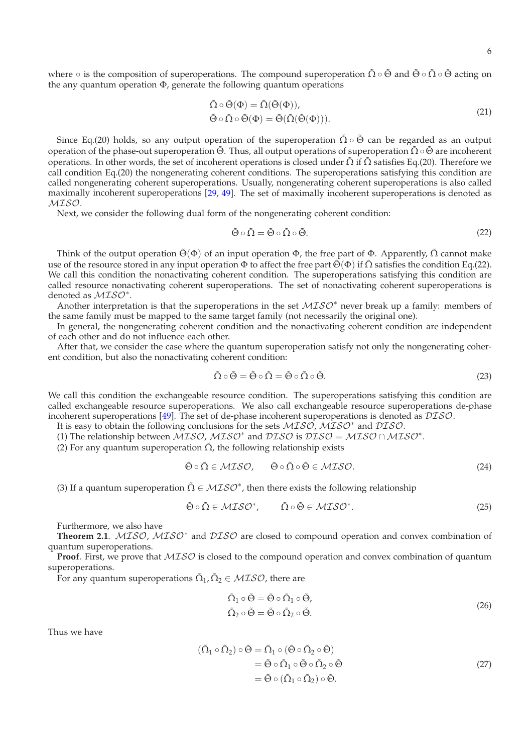where $\circ$ is the composition of superoperations. The compound superoperation $\tilde{\Omega} \circ \tilde{\Theta}$ and $\tilde{\Theta} \circ \tilde{\Omega} \circ \tilde{\Theta}$ acting on the any quantum operation $\Phi$, generate the following quantum operations

$$
\begin{aligned}
&\tilde{\Omega} \circ \tilde{\Theta}(\Phi) = \tilde{\Omega}(\tilde{\Theta}(\Phi)), \\
&\tilde{\Theta} \circ \tilde{\Omega} \circ \tilde{\Theta}(\Phi) = \tilde{\Theta}(\tilde{\Omega}(\tilde{\Theta}(\Phi))).
\end{aligned} \tag{21}
$$

Since Eq.(20) holds, so any output operation of the superoperation $\tilde{\Omega} \circ \tilde{\Theta}$ can be regarded as an output operation of the phase-out superoperation $\tilde{\Theta}$. Thus, all output operations of superoperation $\tilde{\Omega} \circ \tilde{\Theta}$ are incoherent operations. In other words, the set of incoherent operations is closed under $\tilde{\Omega}$ if $\tilde{\Omega}$ satisfies Eq.(20). Therefore we call condition Eq.(20) the nongenerating coherent conditions. The superoperations satisfying this condition are called nongenerating coherent superoperations. Usually, nongenerating coherent superoperations is also called maximally incoherent superoperations [29, 49]. The set of maximally incoherent superoperations is denoted as $\mathcal{MISO}$.

Next, we consider the following dual form of the nongenerating coherent condition:

$$
\tilde{\Theta} \circ \tilde{\Omega} = \tilde{\Theta} \circ \tilde{\Omega} \circ \tilde{\Theta}. \tag{22}
$$

Think of the output operation $\tilde{\Theta}(\Phi)$ of an input operation $\Phi$, the free part of $\Phi$. Apparently, $\tilde{\Omega}$ cannot make use of the resource stored in any input operation $\Phi$ to affect the free part $\tilde{\Theta}(\Phi)$ if $\tilde{\Omega}$ satisfies the condition Eq.(22). We call this condition the nonactivating coherent condition. The superoperations satisfying this condition are called resource nonactivating coherent superoperations. The set of nonactivating coherent superoperations is denoted as $\mathcal{MISO}^*$.

Another interpretation is that the superoperations in the set $\mathcal{MISO}^*$ never break up a family: members of the same family must be mapped to the same target family (not necessarily the original one).

In general, the nongenerating coherent condition and the nonactivating coherent condition are independent of each other and do not influence each other.

After that, we consider the case where the quantum superoperation satisfy not only the nongenerating coherent condition, but also the nonactivating coherent condition:

$$
\tilde{\Omega} \circ \tilde{\Theta} = \tilde{\Theta} \circ \tilde{\Omega} = \tilde{\Theta} \circ \tilde{\Omega} \circ \tilde{\Theta}. \tag{23}
$$

We call this condition the exchangeable resource condition. The superoperations satisfying this condition are called exchangeable resource superoperations. We also call exchangeable resource superoperations de-phase incoherent superoperations [49]. The set of de-phase incoherent superoperations is denoted as $\mathcal{DISO}$.

It is easy to obtain the following conclusions for the sets $\mathcal{MISO}$, $\mathcal{MISO}^*$ and $\mathcal{DISO}$.

(1) The relationship between $\mathcal{MISO}$, $\mathcal{MISO}^*$ and $\mathcal{DISO}$ is $\mathcal{DISO} = \mathcal{MISO} \cap \mathcal{MISO}^*$.

(2) For any quantum superoperation $\tilde{\Omega}$, the following relationship exists

$$
\tilde{\Theta} \circ \tilde{\Omega} \in \mathcal{MISO}, \qquad \tilde{\Theta} \circ \tilde{\Omega} \circ \tilde{\Theta} \in \mathcal{MISO}. \tag{24}
$$

(3) If a quantum superoperation $\tilde{\Omega} \in \mathcal{MISO}^*$, then there exists the following relationship

$$
\tilde{\Theta} \circ \tilde{\Omega} \in \mathcal{MISO}^*, \qquad \tilde{\Omega} \circ \tilde{\Theta} \in \mathcal{MISO}^*. \tag{25}
$$

Furthermore, we also have

**Theorem 2.1**. $\mathcal{MISO}$, $\mathcal{MISO}^*$ and $\mathcal{DISO}$ are closed to compound operation and convex combination of quantum superoperations.

**Proof**. First, we prove that $\mathcal{MISO}$ is closed to the compound operation and convex combination of quantum superoperations.

For any quantum superoperations $\tilde{\Omega}_1, \tilde{\Omega}_2 \in \mathcal{MISO}$, there are

$$
\begin{aligned}
&\tilde{\Omega}_1 \circ \tilde{\Theta} = \tilde{\Theta} \circ \tilde{\Omega}_1 \circ \tilde{\Theta}, \\
&\tilde{\Omega}_2 \circ \tilde{\Theta} = \tilde{\Theta} \circ \tilde{\Omega}_2 \circ \tilde{\Theta}.
\end{aligned} \tag{26}
$$

Thus we have

$$
\begin{aligned}
(\tilde{\Omega}_1 \circ \tilde{\Omega}_2) \circ \tilde{\Theta} &= \tilde{\Omega}_1 \circ (\tilde{\Theta} \circ \tilde{\Omega}_2 \circ \tilde{\Theta}) \\
&= \tilde{\Theta} \circ \tilde{\Omega}_1 \circ \tilde{\Theta} \circ \tilde{\Omega}_2 \circ \tilde{\Theta} \\
&= \tilde{\Theta} \circ (\tilde{\Omega}_1 \circ \tilde{\Omega}_2) \circ \tilde{\Theta}.
\end{aligned} \tag{27}
$$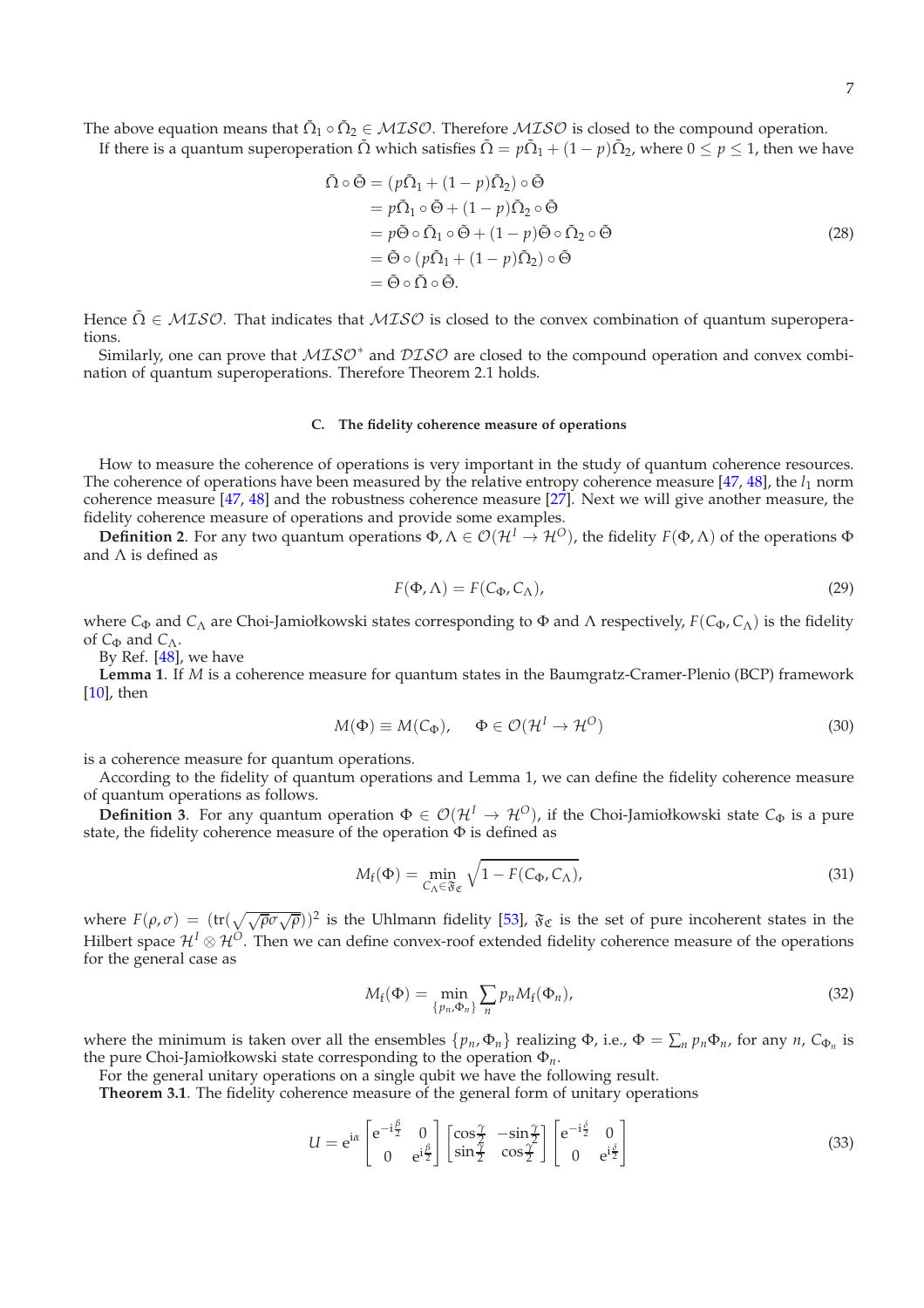The above equation means that $\tilde{\Omega}_1 \circ \tilde{\Omega}_2 \in \mathcal{MISO}$. Therefore $\mathcal{MISO}$ is closed to the compound operation.

If there is a quantum superoperation $\tilde{\Omega}$ which satisfies $\tilde{\Omega} = p\tilde{\Omega}_1 + (1-p)\tilde{\Omega}_2$, where $0 \le p \le 1$, then we have

$$
\begin{aligned}
\tilde{\Omega} \circ \tilde{\Theta} &= (p\tilde{\Omega}_1 + (1-p)\tilde{\Omega}_2) \circ \tilde{\Theta} \\
&= p\tilde{\Omega}_1 \circ \tilde{\Theta} + (1-p)\tilde{\Omega}_2 \circ \tilde{\Theta} \\
&= p\tilde{\Theta} \circ \tilde{\Omega}_1 \circ \tilde{\Theta} + (1-p)\tilde{\Theta} \circ \tilde{\Omega}_2 \circ \tilde{\Theta} \\
&= \tilde{\Theta} \circ (p\tilde{\Omega}_1 + (1-p)\tilde{\Omega}_2) \circ \tilde{\Theta} \\
&= \tilde{\Theta} \circ \tilde{\Omega} \circ \tilde{\Theta}.
\end{aligned}
\tag{28}
$$

Hence $\tilde{\Omega} \in \mathcal{MISO}$. That indicates that $\mathcal{MISO}$ is closed to the convex combination of quantum superoperations.

Similarly, one can prove that $\mathcal{MISO}^*$ and $\mathcal{DISO}$ are closed to the compound operation and convex combination of quantum superoperations. Therefore Theorem 2.1 holds.

### C. The fidelity coherence measure of operations

How to measure the coherence of operations is very important in the study of quantum coherence resources. The coherence of operations have been measured by the relative entropy coherence measure [47, 48], the $l_1$ norm coherence measure [47, 48] and the robustness coherence measure [27]. Next we will give another measure, the fidelity coherence measure of operations and provide some examples.

**Definition 2**. For any two quantum operations $\Phi, \Lambda \in \mathcal{O}(\mathcal{H}^I \to \mathcal{H}^O)$, the fidelity $F(\Phi, \Lambda)$ of the operations $\Phi$ and $\Lambda$ is defined as

$$
F(\Phi, \Lambda) = F(C_\Phi, C_\Lambda), \tag{29}
$$

where $C_\Phi$ and $C_\Lambda$ are Choi-Jamiołkowski states corresponding to $\Phi$ and $\Lambda$ respectively, $F(C_\Phi, C_\Lambda)$ is the fidelity of $C_\Phi$ and $C_\Lambda$.

By Ref. [48], we have

**Lemma 1**. If $M$ is a coherence measure for quantum states in the Baumgratz-Cramer-Plenio (BCP) framework [10], then

$$
M(\Phi) \equiv M(C_\Phi), \quad \Phi \in \mathcal{O}(\mathcal{H}^I \to \mathcal{H}^O) \tag{30}
$$

is a coherence measure for quantum operations.

According to the fidelity of quantum operations and Lemma 1, we can define the fidelity coherence measure of quantum operations as follows.

**Definition 3**. For any quantum operation $\Phi \in \mathcal{O}(\mathcal{H}^I \to \mathcal{H}^O)$, if the Choi-Jamiołkowski state $C_\Phi$ is a pure state, the fidelity coherence measure of the operation $\Phi$ is defined as

$$
M_{\mathrm{f}}(\Phi) = \min_{C_\Lambda \in \mathfrak{F}_{\mathfrak{C}}} \sqrt{1 - F(C_\Phi, C_\Lambda)}, \tag{31}
$$

where $F(\rho, \sigma) = (\mathrm{tr}(\sqrt{\sqrt{\rho}\sigma\sqrt{\rho}}))^2$ is the Uhlmann fidelity [53], $\mathfrak{F}_{\mathfrak{C}}$ is the set of pure incoherent states in the Hilbert space $\mathcal{H}^I \otimes \mathcal{H}^O$. Then we can define convex-roof extended fidelity coherence measure of the operations for the general case as

$$
M_{\mathrm{f}}(\Phi) = \min_{\{p_n, \Phi_n\}} \sum_n p_n M_{\mathrm{f}}(\Phi_n), \tag{32}
$$

where the minimum is taken over all the ensembles $\{p_n, \Phi_n\}$ realizing $\Phi$, i.e., $\Phi = \sum_n p_n \Phi_n$, for any $n$, $C_{\Phi_n}$ is the pure Choi-Jamiołkowski state corresponding to the operation $\Phi_n$.

For the general unitary operations on a single qubit we have the following result.

**Theorem 3.1**. The fidelity coherence measure of the general form of unitary operations

$$
U = \mathrm{e}^{\mathrm{i}\alpha} \begin{bmatrix} \mathrm{e}^{-\mathrm{i}\frac{\beta}{2}} & 0 \\ 0 & \mathrm{e}^{\mathrm{i}\frac{\beta}{2}} \end{bmatrix} \begin{bmatrix} \cos\frac{\gamma}{2} & -\sin\frac{\gamma}{2} \\ \sin\frac{\gamma}{2} & \cos\frac{\gamma}{2} \end{bmatrix} \begin{bmatrix} \mathrm{e}^{-\mathrm{i}\frac{\delta}{2}} & 0 \\ 0 & \mathrm{e}^{\mathrm{i}\frac{\delta}{2}} \end{bmatrix} \tag{33}
$$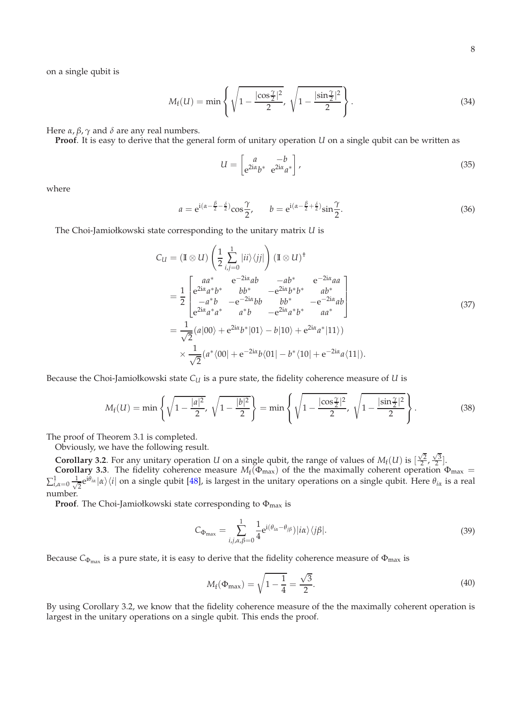on a single qubit is

$$M_{\mathrm{f}}(U) = \min\left\{ \sqrt{1 - \frac{|\cos\frac{\gamma}{2}|^2}{2}},\ \sqrt{1 - \frac{|\sin\frac{\gamma}{2}|^2}{2}} \right\}. \tag{34}$$

Here $\alpha, \beta, \gamma$ and $\delta$ are any real numbers.

**Proof**. It is easy to derive that the general form of unitary operation $U$ on a single qubit can be written as

$$U = \begin{bmatrix} a & -b \\ \mathrm{e}^{2\mathrm{i}\alpha} b^* & \mathrm{e}^{2\mathrm{i}\alpha} a^* \end{bmatrix}, \tag{35}$$

where

$$a = \mathrm{e}^{\mathrm{i}(\alpha - \frac{\beta}{2} - \frac{\delta}{2})} \cos\frac{\gamma}{2}, \qquad b = \mathrm{e}^{\mathrm{i}(\alpha - \frac{\beta}{2} + \frac{\delta}{2})} \sin\frac{\gamma}{2}. \tag{36}$$

The Choi-Jamiołkowski state corresponding to the unitary matrix $U$ is

$$\begin{aligned} C_U &= (\mathbb{I} \otimes U) \left( \frac{1}{2} \sum_{i,j=0}^{1} |ii\rangle\langle jj| \right) (\mathbb{I} \otimes U)^\dagger \\ &= \frac{1}{2} \begin{bmatrix} aa^* & \mathrm{e}^{-2\mathrm{i}\alpha} ab & -ab^* & \mathrm{e}^{-2\mathrm{i}\alpha} aa \\ \mathrm{e}^{2\mathrm{i}\alpha} a^* b^* & bb^* & -\mathrm{e}^{2\mathrm{i}\alpha} b^* b^* & ab^* \\ -a^* b & -\mathrm{e}^{-2\mathrm{i}\alpha} bb & bb^* & -\mathrm{e}^{-2\mathrm{i}\alpha} ab \\ \mathrm{e}^{2\mathrm{i}\alpha} a^* a^* & a^* b & -\mathrm{e}^{2\mathrm{i}\alpha} a^* b^* & aa^* \end{bmatrix} \\ &= \frac{1}{\sqrt{2}} (a|00\rangle + \mathrm{e}^{2\mathrm{i}\alpha} b^* |01\rangle - b|10\rangle + \mathrm{e}^{2\mathrm{i}\alpha} a^* |11\rangle) \\ &\quad \times \frac{1}{\sqrt{2}} (a^* \langle 00| + \mathrm{e}^{-2\mathrm{i}\alpha} b \langle 01| - b^* \langle 10| + \mathrm{e}^{-2\mathrm{i}\alpha} a \langle 11|). \end{aligned} \tag{37}$$

Because the Choi-Jamiołkowski state $C_U$ is a pure state, the fidelity coherence measure of $U$ is

$$M_{\mathrm{f}}(U) = \min\left\{ \sqrt{1 - \frac{|a|^2}{2}},\ \sqrt{1 - \frac{|b|^2}{2}} \right\} = \min\left\{ \sqrt{1 - \frac{|\cos\frac{\gamma}{2}|^2}{2}},\ \sqrt{1 - \frac{|\sin\frac{\gamma}{2}|^2}{2}} \right\}. \tag{38}$$

The proof of Theorem 3.1 is completed.

Obviously, we have the following result.

**Corollary 3.2**. For any unitary operation $U$ on a single qubit, the range of values of $M_{\mathrm{f}}(U)$ is $[\frac{\sqrt{2}}{2}, \frac{\sqrt{3}}{2}]$.

**Corollary 3.3**. The fidelity coherence measure $M_{\mathrm{f}}(\Phi_{\max})$ of the the maximally coherent operation $\Phi_{\max} = \sum_{i,\alpha=0}^{1} \frac{1}{\sqrt{2}} \mathrm{e}^{\mathrm{i}\theta_{i\alpha}} |\alpha\rangle\langle i|$ on a single qubit [48], is largest in the unitary operations on a single qubit. Here $\theta_{i\alpha}$ is a real number.

**Proof**. The Choi-Jamiołkowski state corresponding to $\Phi_{\max}$ is

$$C_{\Phi_{\max}} = \sum_{i,j,\alpha,\beta=0}^{1} \frac{1}{4} \mathrm{e}^{\mathrm{i}(\theta_{i\alpha} - \theta_{j\beta})} |i\alpha\rangle\langle j\beta|. \tag{39}$$

Because $C_{\Phi_{\max}}$ is a pure state, it is easy to derive that the fidelity coherence measure of $\Phi_{\max}$ is

$$M_{\mathrm{f}}(\Phi_{\max}) = \sqrt{1 - \frac{1}{4}} = \frac{\sqrt{3}}{2}. \tag{40}$$

By using Corollary 3.2, we know that the fidelity coherence measure of the the maximally coherent operation is largest in the unitary operations on a single qubit. This ends the proof.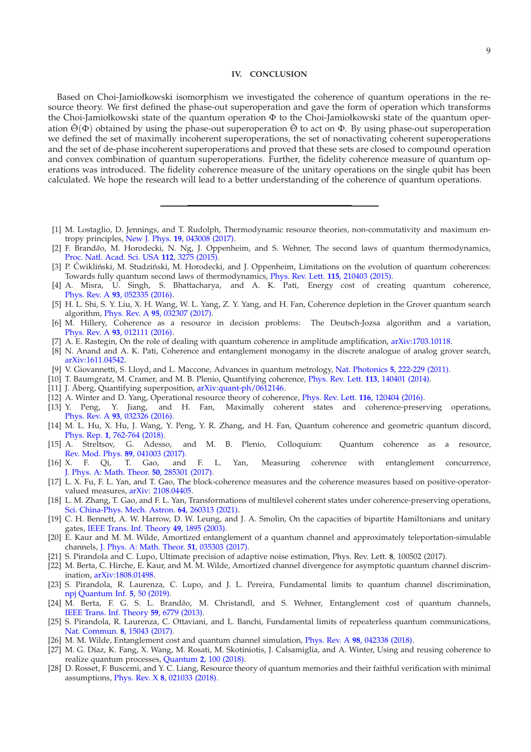## IV. CONCLUSION

Based on Choi-Jamiołkowski isomorphism we investigated the coherence of quantum operations in the resource theory. We first defined the phase-out superoperation and gave the form of operation which transforms the Choi-Jamiołkowski state of the quantum operation $\Phi$ to the Choi-Jamiołkowski state of the quantum operation $\tilde{\Theta}(\Phi)$ obtained by using the phase-out superoperation $\tilde{\Theta}$ to act on $\Phi$. By using phase-out superoperation we defined the set of maximally incoherent superoperations, the set of nonactivating coherent superoperations and the set of de-phase incoherent superoperations and proved that these sets are closed to compound operation and convex combination of quantum superoperations. Further, the fidelity coherence measure of quantum operations was introduced. The fidelity coherence measure of the unitary operations on the single qubit has been calculated. We hope the research will lead to a better understanding of the coherence of quantum operations.

---

[1] M. Lostaglio, D. Jennings, and T. Rudolph, Thermodynamic resource theories, non-commutativity and maximum entropy principles, New J. Phys. **19**, 043008 (2017).

[2] F. Brandão, M. Horodecki, N. Ng, J. Oppenheim, and S. Wehner, The second laws of quantum thermodynamics, Proc. Natl. Acad. Sci. USA **112**, 3275 (2015).

[3] P. Ćwikliński, M. Studziński, M. Horodecki, and J. Oppenheim, Limitations on the evolution of quantum coherences: Towards fully quantum second laws of thermodynamics, Phys. Rev. Lett. **115**, 210403 (2015).

[4] A. Misra, U. Singh, S. Bhattacharya, and A. K. Pati, Energy cost of creating quantum coherence, Phys. Rev. A **93**, 052335 (2016).

[5] H. L. Shi, S. Y. Liu, X. H. Wang, W. L. Yang, Z. Y. Yang, and H. Fan, Coherence depletion in the Grover quantum search algorithm, Phys. Rev. A **95**, 032307 (2017).

[6] M. Hillery, Coherence as a resource in decision problems: The Deutsch-Jozsa algorithm and a variation, Phys. Rev. A **93**, 012111 (2016).

[7] A. E. Rastegin, On the role of dealing with quantum coherence in amplitude amplification, arXiv:1703.10118.

[8] N. Anand and A. K. Pati, Coherence and entanglement monogamy in the discrete analogue of analog grover search, arXiv:1611.04542.

[9] V. Giovannetti, S. Lloyd, and L. Maccone, Advances in quantum metrology, Nat. Photonics **5**, 222-229 (2011).

[10] T. Baumgratz, M. Cramer, and M. B. Plenio, Quantifying coherence, Phys. Rev. Lett. **113**, 140401 (2014).

[11] J. Åberg, Quantifying superposition, arXiv:quant-ph/0612146.

[12] A. Winter and D. Yang, Operational resource theory of coherence, Phys. Rev. Lett. **116**, 120404 (2016).

[13] Y. Peng, Y. Jiang, and H. Fan, Maximally coherent states and coherence-preserving operations, Phys. Rev. A **93**, 032326 (2016).

[14] M. L. Hu, X. Hu, J. Wang, Y. Peng, Y. R. Zhang, and H. Fan, Quantum coherence and geometric quantum discord, Phys. Rep. **1**, 762-764 (2018).

[15] A. Streltsov, G. Adesso, and M. B. Plenio, Colloquium: Quantum coherence as a resource, Rev. Mod. Phys. **89**, 041003 (2017).

[16] X. F. Qi, T. Gao, and F. L. Yan, Measuring coherence with entanglement concurrence, J. Phys. A: Math. Theor. **50**, 285301 (2017).

[17] L. X. Fu, F. L. Yan, and T. Gao, The block-coherence measures and the coherence measures based on positive-operator-valued measures, arXiv: 2108.04405.

[18] L. M. Zhang, T. Gao, and F. L. Yan, Transformations of multilevel coherent states under coherence-preserving operations, Sci. China-Phys. Mech. Astron. **64**, 260313 (2021).

[19] C. H. Bennett, A. W. Harrow, D. W. Leung, and J. A. Smolin, On the capacities of bipartite Hamiltonians and unitary gates, IEEE Trans. Inf. Theory **49**, 1895 (2003).

[20] E. Kaur and M. M. Wilde, Amortized entanglement of a quantum channel and approximately teleportation-simulable channels, J. Phys. A: Math. Theor. **51**, 035303 (2017).

[21] S. Pirandola and C. Lupo, Ultimate precision of adaptive noise estimation, Phys. Rev. Lett. **8**, 100502 (2017).

[22] M. Berta, C. Hirche, E. Kaur, and M. M. Wilde, Amortized channel divergence for asymptotic quantum channel discrimination, arXiv:1808.01498.

[23] S. Pirandola, R. Laurenza, C. Lupo, and J. L. Pereira, Fundamental limits to quantum channel discrimination, npj Quantum Inf. **5**, 50 (2019).

[24] M. Berta, F. G. S. L. Brandão, M. Christandl, and S. Wehner, Entanglement cost of quantum channels, IEEE Trans. Inf. Theory **59**, 6779 (2013).

[25] S. Pirandola, R. Laurenza, C. Ottaviani, and L. Banchi, Fundamental limits of repeaterless quantum communications, Nat. Commun. **8**, 15043 (2017).

[26] M. M. Wilde, Entanglement cost and quantum channel simulation, Phys. Rev. A **98**, 042338 (2018).

[27] M. G. Díaz, K. Fang, X. Wang, M. Rosati, M. Skotiniotis, J. Calsamiglia, and A. Winter, Using and reusing coherence to realize quantum processes, Quantum **2**, 100 (2018).

[28] D. Rosset, F. Buscemi, and Y. C. Liang, Resource theory of quantum memories and their faithful verification with minimal assumptions, Phys. Rev. X **8**, 021033 (2018).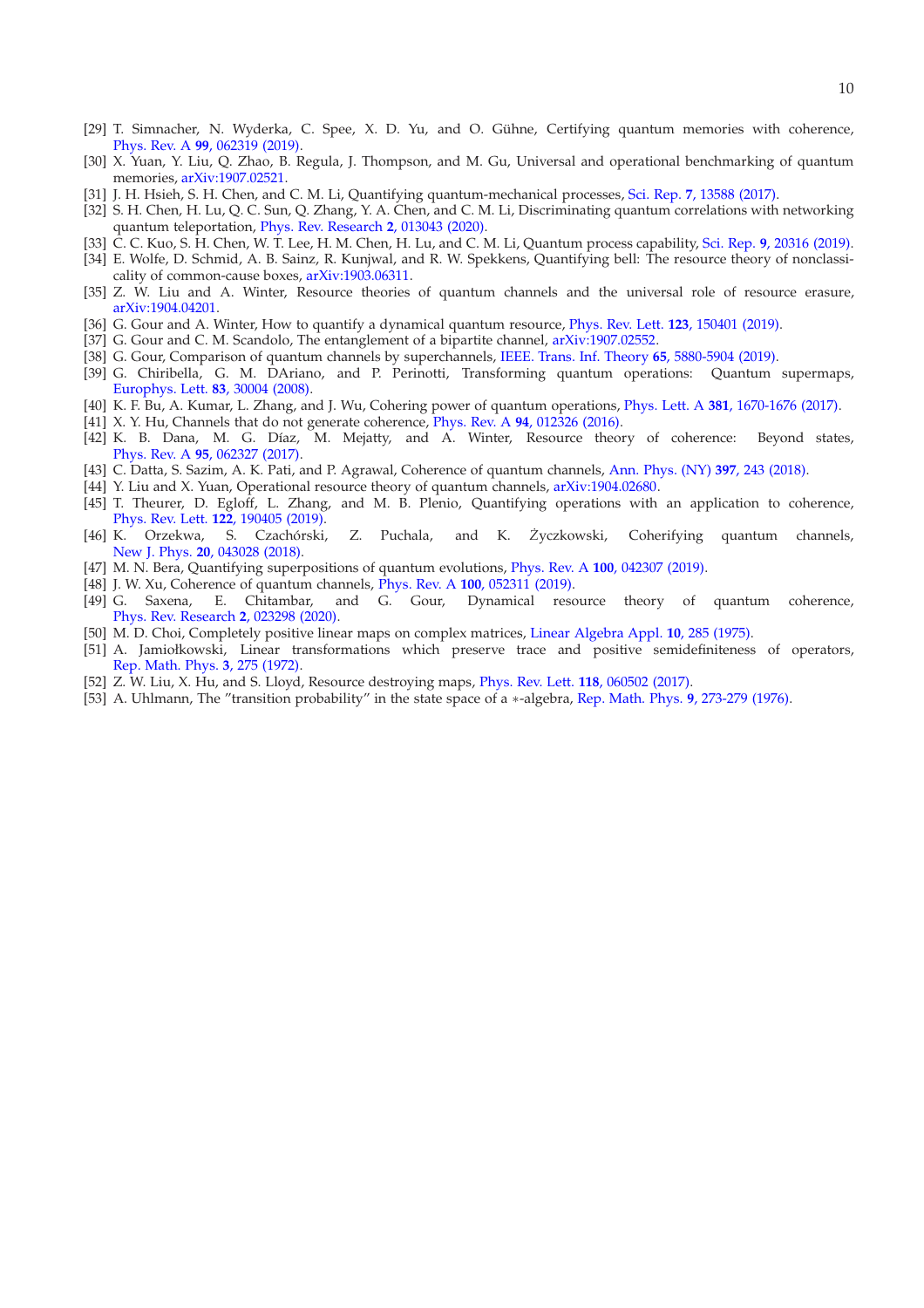[29] T. Simnacher, N. Wyderka, C. Spee, X. D. Yu, and O. Gühne, Certifying quantum memories with coherence, Phys. Rev. A **99**, 062319 (2019).

[30] X. Yuan, Y. Liu, Q. Zhao, B. Regula, J. Thompson, and M. Gu, Universal and operational benchmarking of quantum memories, arXiv:1907.02521.

[31] J. H. Hsieh, S. H. Chen, and C. M. Li, Quantifying quantum-mechanical processes, Sci. Rep. **7**, 13588 (2017).

[32] S. H. Chen, H. Lu, Q. C. Sun, Q. Zhang, Y. A. Chen, and C. M. Li, Discriminating quantum correlations with networking quantum teleportation, Phys. Rev. Research **2**, 013043 (2020).

[33] C. C. Kuo, S. H. Chen, W. T. Lee, H. M. Chen, H. Lu, and C. M. Li, Quantum process capability, Sci. Rep. **9**, 20316 (2019).

[34] E. Wolfe, D. Schmid, A. B. Sainz, R. Kunjwal, and R. W. Spekkens, Quantifying bell: The resource theory of nonclassicality of common-cause boxes, arXiv:1903.06311.

[35] Z. W. Liu and A. Winter, Resource theories of quantum channels and the universal role of resource erasure, arXiv:1904.04201.

[36] G. Gour and A. Winter, How to quantify a dynamical quantum resource, Phys. Rev. Lett. **123**, 150401 (2019).

[37] G. Gour and C. M. Scandolo, The entanglement of a bipartite channel, arXiv:1907.02552.

[38] G. Gour, Comparison of quantum channels by superchannels, IEEE. Trans. Inf. Theory **65**, 5880-5904 (2019).

[39] G. Chiribella, G. M. DAriano, and P. Perinotti, Transforming quantum operations: Quantum supermaps, Europhys. Lett. **83**, 30004 (2008).

[40] K. F. Bu, A. Kumar, L. Zhang, and J. Wu, Cohering power of quantum operations, Phys. Lett. A **381**, 1670-1676 (2017).

[41] X. Y. Hu, Channels that do not generate coherence, Phys. Rev. A **94**, 012326 (2016).

[42] K. B. Dana, M. G. Díaz, M. Mejatty, and A. Winter, Resource theory of coherence: Beyond states, Phys. Rev. A **95**, 062327 (2017).

[43] C. Datta, S. Sazim, A. K. Pati, and P. Agrawal, Coherence of quantum channels, Ann. Phys. (NY) **397**, 243 (2018).

[44] Y. Liu and X. Yuan, Operational resource theory of quantum channels, arXiv:1904.02680.

[45] T. Theurer, D. Egloff, L. Zhang, and M. B. Plenio, Quantifying operations with an application to coherence, Phys. Rev. Lett. **122**, 190405 (2019).

[46] K. Orzekwa, S. Czachórski, Z. Puchala, and K. Życzkowski, Coherifying quantum channels, New J. Phys. **20**, 043028 (2018).

[47] M. N. Bera, Quantifying superpositions of quantum evolutions, Phys. Rev. A **100**, 042307 (2019).

[48] J. W. Xu, Coherence of quantum channels, Phys. Rev. A **100**, 052311 (2019).

[49] G. Saxena, E. Chitambar, and G. Gour, Dynamical resource theory of quantum coherence, Phys. Rev. Research **2**, 023298 (2020).

[50] M. D. Choi, Completely positive linear maps on complex matrices, Linear Algebra Appl. **10**, 285 (1975).

[51] A. Jamiołkowski, Linear transformations which preserve trace and positive semidefiniteness of operators, Rep. Math. Phys. **3**, 275 (1972).

[52] Z. W. Liu, X. Hu, and S. Lloyd, Resource destroying maps, Phys. Rev. Lett. **118**, 060502 (2017).

[53] A. Uhlmann, The "transition probability" in the state space of a $*$-algebra, Rep. Math. Phys. **9**, 273-279 (1976).